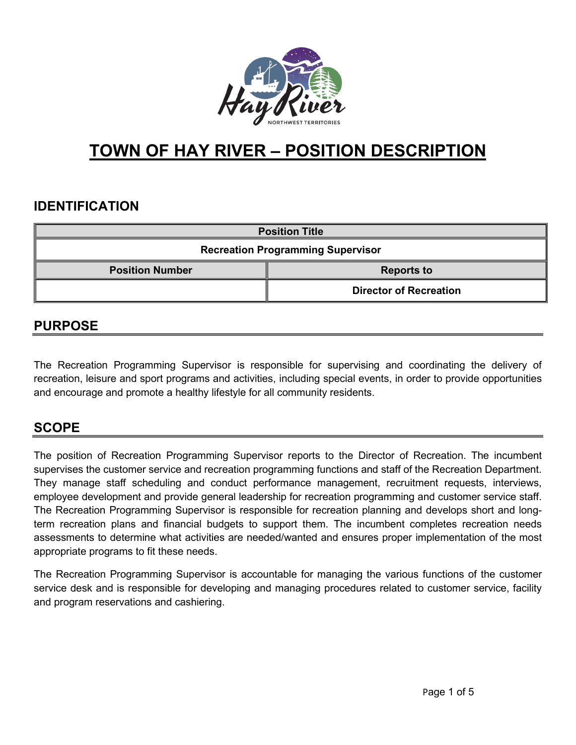# TOWN OF HAY RIVER – POSITION DESCRIPTION

## IDENTIFICATION

| Position Title | |
|---|---|
| **Recreation Programming Supervisor** | |
| **Position Number** | **Reports to** |
| | **Director of Recreation** |

## PURPOSE

The Recreation Programming Supervisor is responsible for supervising and coordinating the delivery of recreation, leisure and sport programs and activities, including special events, in order to provide opportunities and encourage and promote a healthy lifestyle for all community residents.

## SCOPE

The position of Recreation Programming Supervisor reports to the Director of Recreation. The incumbent supervises the customer service and recreation programming functions and staff of the Recreation Department. They manage staff scheduling and conduct performance management, recruitment requests, interviews, employee development and provide general leadership for recreation programming and customer service staff. The Recreation Programming Supervisor is responsible for recreation planning and develops short and long-term recreation plans and financial budgets to support them. The incumbent completes recreation needs assessments to determine what activities are needed/wanted and ensures proper implementation of the most appropriate programs to fit these needs.

The Recreation Programming Supervisor is accountable for managing the various functions of the customer service desk and is responsible for developing and managing procedures related to customer service, facility and program reservations and cashiering.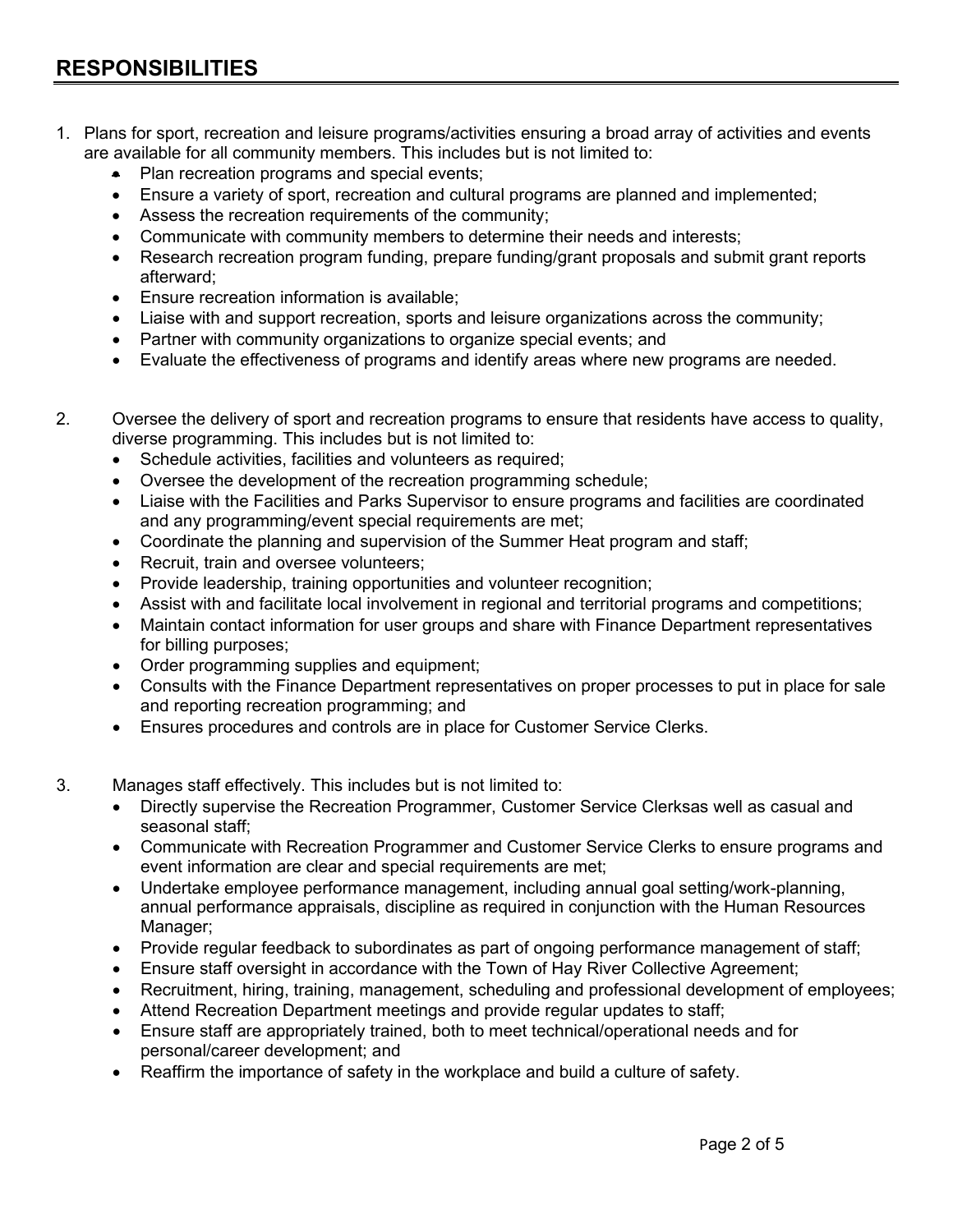## RESPONSIBILITIES

1. Plans for sport, recreation and leisure programs/activities ensuring a broad array of activities and events are available for all community members. This includes but is not limited to:
   - Plan recreation programs and special events;
   - Ensure a variety of sport, recreation and cultural programs are planned and implemented;
   - Assess the recreation requirements of the community;
   - Communicate with community members to determine their needs and interests;
   - Research recreation program funding, prepare funding/grant proposals and submit grant reports afterward;
   - Ensure recreation information is available;
   - Liaise with and support recreation, sports and leisure organizations across the community;
   - Partner with community organizations to organize special events; and
   - Evaluate the effectiveness of programs and identify areas where new programs are needed.

2. Oversee the delivery of sport and recreation programs to ensure that residents have access to quality, diverse programming. This includes but is not limited to:
   - Schedule activities, facilities and volunteers as required;
   - Oversee the development of the recreation programming schedule;
   - Liaise with the Facilities and Parks Supervisor to ensure programs and facilities are coordinated and any programming/event special requirements are met;
   - Coordinate the planning and supervision of the Summer Heat program and staff;
   - Recruit, train and oversee volunteers;
   - Provide leadership, training opportunities and volunteer recognition;
   - Assist with and facilitate local involvement in regional and territorial programs and competitions;
   - Maintain contact information for user groups and share with Finance Department representatives for billing purposes;
   - Order programming supplies and equipment;
   - Consults with the Finance Department representatives on proper processes to put in place for sale and reporting recreation programming; and
   - Ensures procedures and controls are in place for Customer Service Clerks.

3. Manages staff effectively. This includes but is not limited to:
   - Directly supervise the Recreation Programmer, Customer Service Clerksas well as casual and seasonal staff;
   - Communicate with Recreation Programmer and Customer Service Clerks to ensure programs and event information are clear and special requirements are met;
   - Undertake employee performance management, including annual goal setting/work-planning, annual performance appraisals, discipline as required in conjunction with the Human Resources Manager;
   - Provide regular feedback to subordinates as part of ongoing performance management of staff;
   - Ensure staff oversight in accordance with the Town of Hay River Collective Agreement;
   - Recruitment, hiring, training, management, scheduling and professional development of employees;
   - Attend Recreation Department meetings and provide regular updates to staff;
   - Ensure staff are appropriately trained, both to meet technical/operational needs and for personal/career development; and
   - Reaffirm the importance of safety in the workplace and build a culture of safety.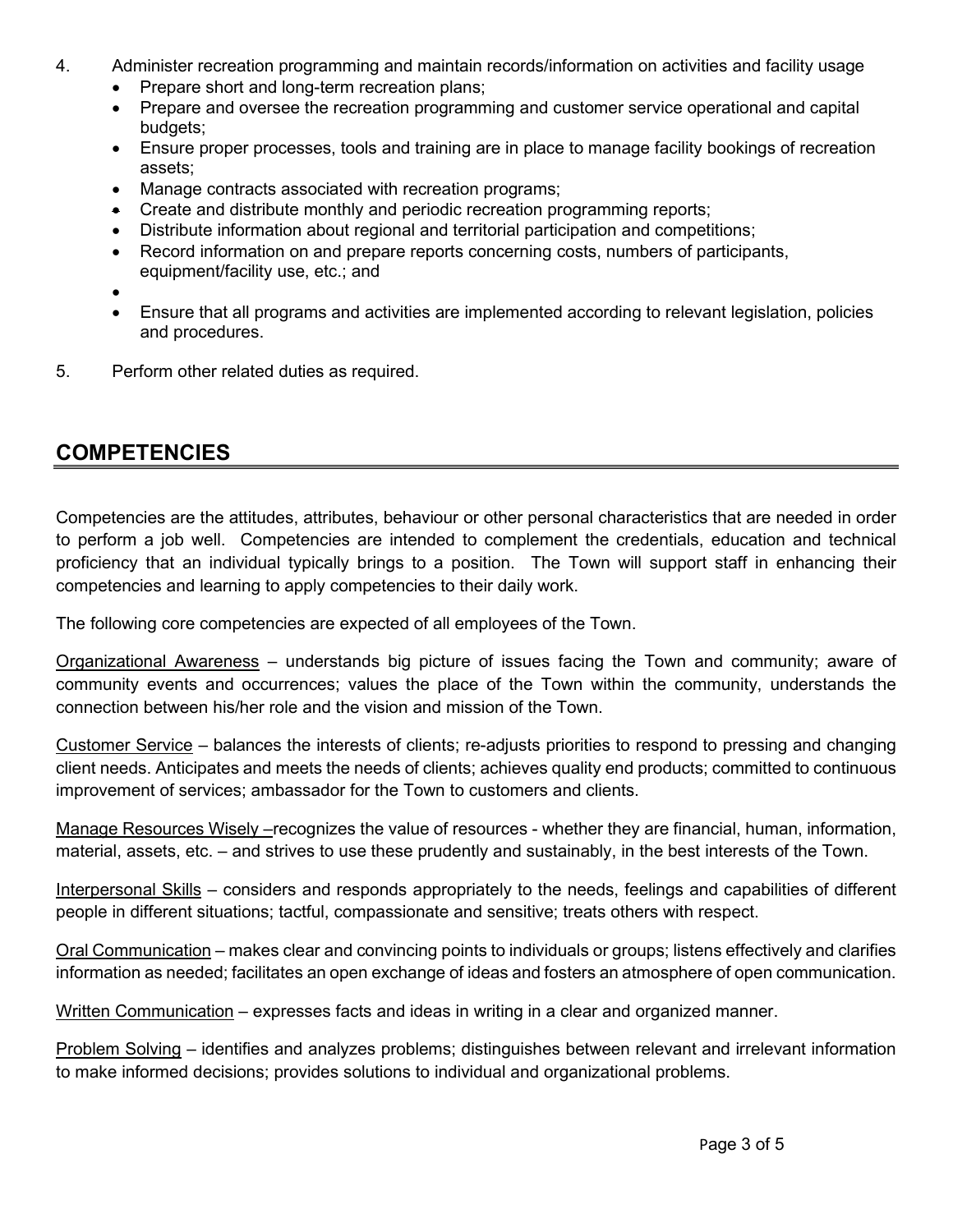4. Administer recreation programming and maintain records/information on activities and facility usage
   - Prepare short and long-term recreation plans;
   - Prepare and oversee the recreation programming and customer service operational and capital budgets;
   - Ensure proper processes, tools and training are in place to manage facility bookings of recreation assets;
   - Manage contracts associated with recreation programs;
   - Create and distribute monthly and periodic recreation programming reports;
   - Distribute information about regional and territorial participation and competitions;
   - Record information on and prepare reports concerning costs, numbers of participants, equipment/facility use, etc.; and
   - 
   - Ensure that all programs and activities are implemented according to relevant legislation, policies and procedures.

5. Perform other related duties as required.

## COMPETENCIES

Competencies are the attitudes, attributes, behaviour or other personal characteristics that are needed in order to perform a job well. Competencies are intended to complement the credentials, education and technical proficiency that an individual typically brings to a position. The Town will support staff in enhancing their competencies and learning to apply competencies to their daily work.

The following core competencies are expected of all employees of the Town.

<u>Organizational Awareness</u> – understands big picture of issues facing the Town and community; aware of community events and occurrences; values the place of the Town within the community, understands the connection between his/her role and the vision and mission of the Town.

<u>Customer Service</u> – balances the interests of clients; re-adjusts priorities to respond to pressing and changing client needs. Anticipates and meets the needs of clients; achieves quality end products; committed to continuous improvement of services; ambassador for the Town to customers and clients.

<u>Manage Resources Wisely –</u>recognizes the value of resources - whether they are financial, human, information, material, assets, etc. – and strives to use these prudently and sustainably, in the best interests of the Town.

<u>Interpersonal Skills</u> – considers and responds appropriately to the needs, feelings and capabilities of different people in different situations; tactful, compassionate and sensitive; treats others with respect.

<u>Oral Communication</u> – makes clear and convincing points to individuals or groups; listens effectively and clarifies information as needed; facilitates an open exchange of ideas and fosters an atmosphere of open communication.

<u>Written Communication</u> – expresses facts and ideas in writing in a clear and organized manner.

<u>Problem Solving</u> – identifies and analyzes problems; distinguishes between relevant and irrelevant information to make informed decisions; provides solutions to individual and organizational problems.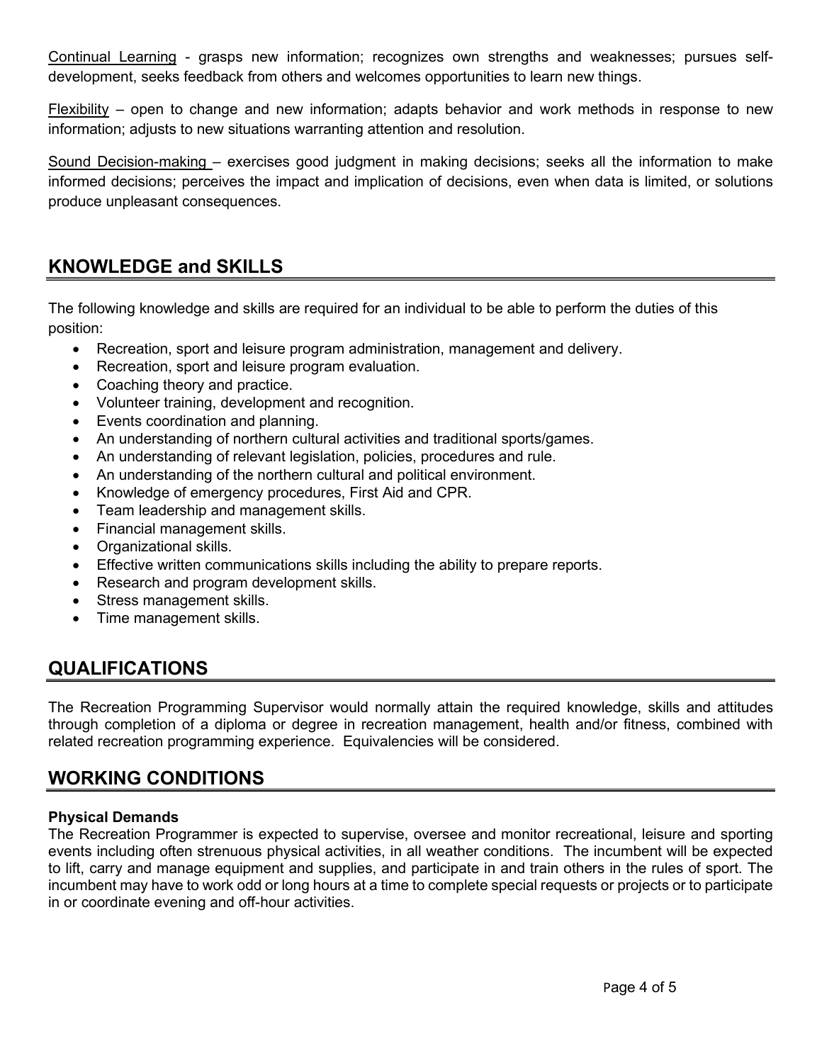Continual Learning - grasps new information; recognizes own strengths and weaknesses; pursues self-development, seeks feedback from others and welcomes opportunities to learn new things.

Flexibility – open to change and new information; adapts behavior and work methods in response to new information; adjusts to new situations warranting attention and resolution.

Sound Decision-making – exercises good judgment in making decisions; seeks all the information to make informed decisions; perceives the impact and implication of decisions, even when data is limited, or solutions produce unpleasant consequences.

## KNOWLEDGE and SKILLS

The following knowledge and skills are required for an individual to be able to perform the duties of this position:

- Recreation, sport and leisure program administration, management and delivery.
- Recreation, sport and leisure program evaluation.
- Coaching theory and practice.
- Volunteer training, development and recognition.
- Events coordination and planning.
- An understanding of northern cultural activities and traditional sports/games.
- An understanding of relevant legislation, policies, procedures and rule.
- An understanding of the northern cultural and political environment.
- Knowledge of emergency procedures, First Aid and CPR.
- Team leadership and management skills.
- Financial management skills.
- Organizational skills.
- Effective written communications skills including the ability to prepare reports.
- Research and program development skills.
- Stress management skills.
- Time management skills.

## QUALIFICATIONS

The Recreation Programming Supervisor would normally attain the required knowledge, skills and attitudes through completion of a diploma or degree in recreation management, health and/or fitness, combined with related recreation programming experience. Equivalencies will be considered.

## WORKING CONDITIONS

**Physical Demands**

The Recreation Programmer is expected to supervise, oversee and monitor recreational, leisure and sporting events including often strenuous physical activities, in all weather conditions. The incumbent will be expected to lift, carry and manage equipment and supplies, and participate in and train others in the rules of sport. The incumbent may have to work odd or long hours at a time to complete special requests or projects or to participate in or coordinate evening and off-hour activities.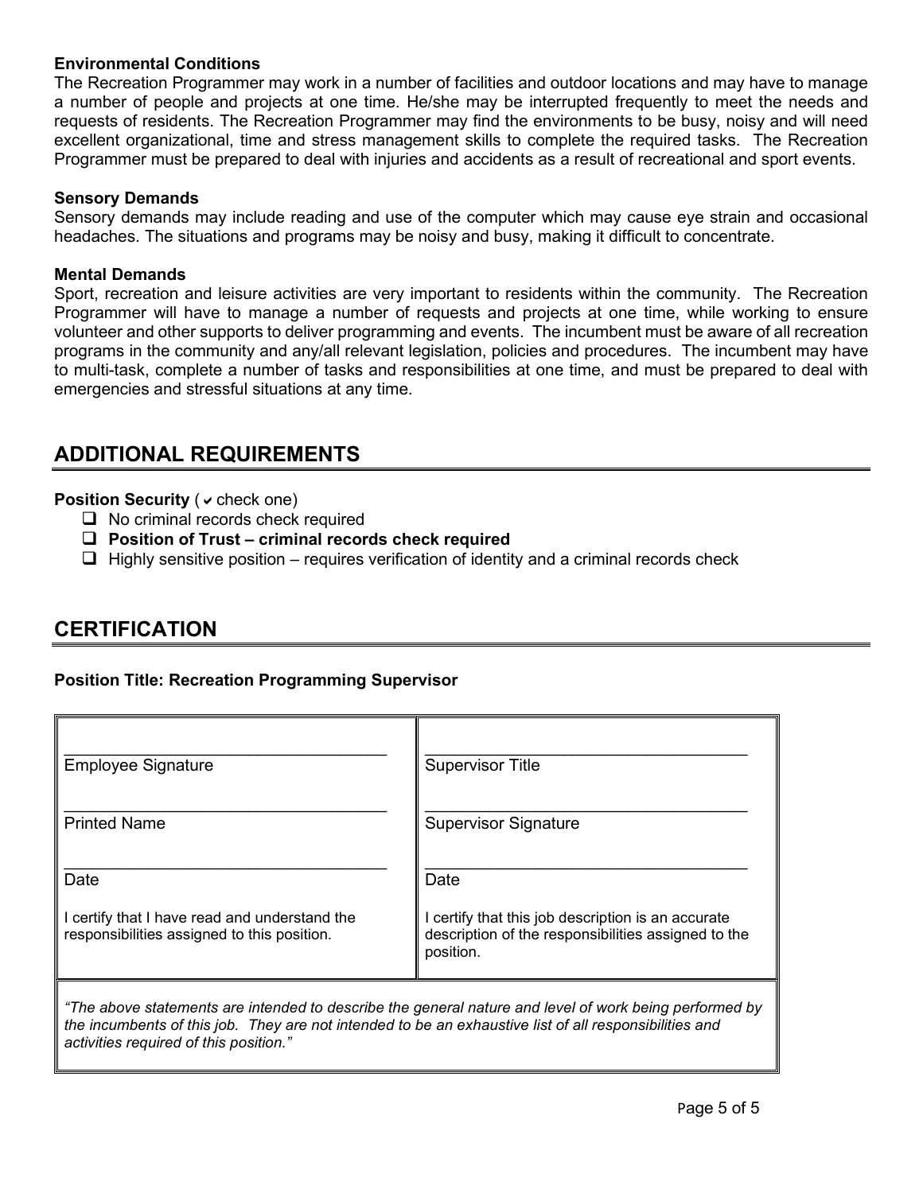**Environmental Conditions**
The Recreation Programmer may work in a number of facilities and outdoor locations and may have to manage a number of people and projects at one time. He/she may be interrupted frequently to meet the needs and requests of residents. The Recreation Programmer may find the environments to be busy, noisy and will need excellent organizational, time and stress management skills to complete the required tasks. The Recreation Programmer must be prepared to deal with injuries and accidents as a result of recreational and sport events.

**Sensory Demands**
Sensory demands may include reading and use of the computer which may cause eye strain and occasional headaches. The situations and programs may be noisy and busy, making it difficult to concentrate.

**Mental Demands**
Sport, recreation and leisure activities are very important to residents within the community. The Recreation Programmer will have to manage a number of requests and projects at one time, while working to ensure volunteer and other supports to deliver programming and events. The incumbent must be aware of all recreation programs in the community and any/all relevant legislation, policies and procedures. The incumbent may have to multi-task, complete a number of tasks and responsibilities at one time, and must be prepared to deal with emergencies and stressful situations at any time.

## ADDITIONAL REQUIREMENTS

**Position Security** ( ✔ check one)

- ☐ No criminal records check required
- ☐ **Position of Trust – criminal records check required**
- ☐ Highly sensitive position – requires verification of identity and a criminal records check

## CERTIFICATION

**Position Title: Recreation Programming Supervisor**

| | |
|---|---|
| Employee Signature | Supervisor Title |
| Printed Name | Supervisor Signature |
| Date | Date |
| I certify that I have read and understand the responsibilities assigned to this position. | I certify that this job description is an accurate description of the responsibilities assigned to the position. |

*"The above statements are intended to describe the general nature and level of work being performed by the incumbents of this job. They are not intended to be an exhaustive list of all responsibilities and activities required of this position."*